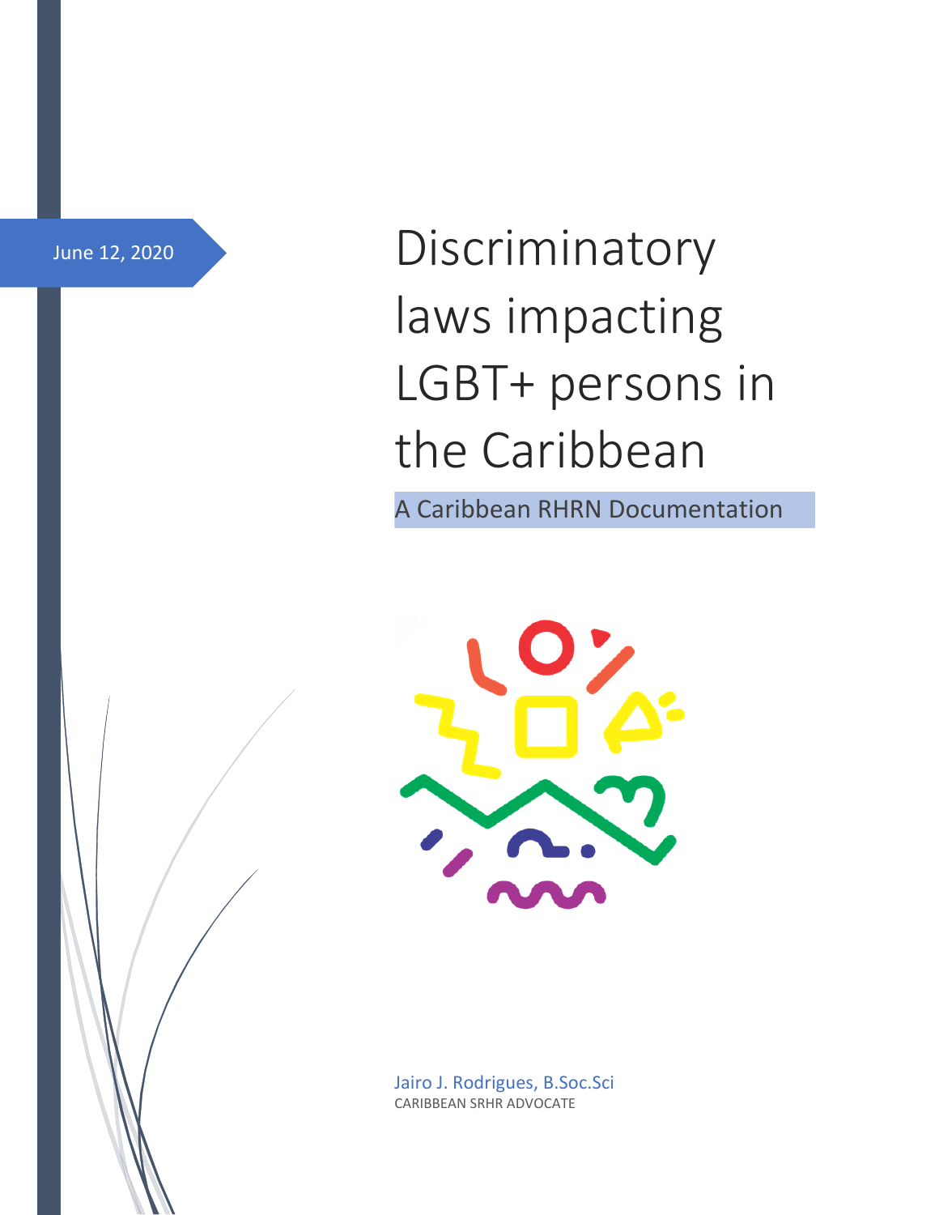June 12, 2020

# Discriminatory laws impacting LGBT+ persons in the Caribbean

A Caribbean RHRN Documentation

Jairo J. Rodrigues, B.Soc.Sci

CARIBBEAN SRHR ADVOCATE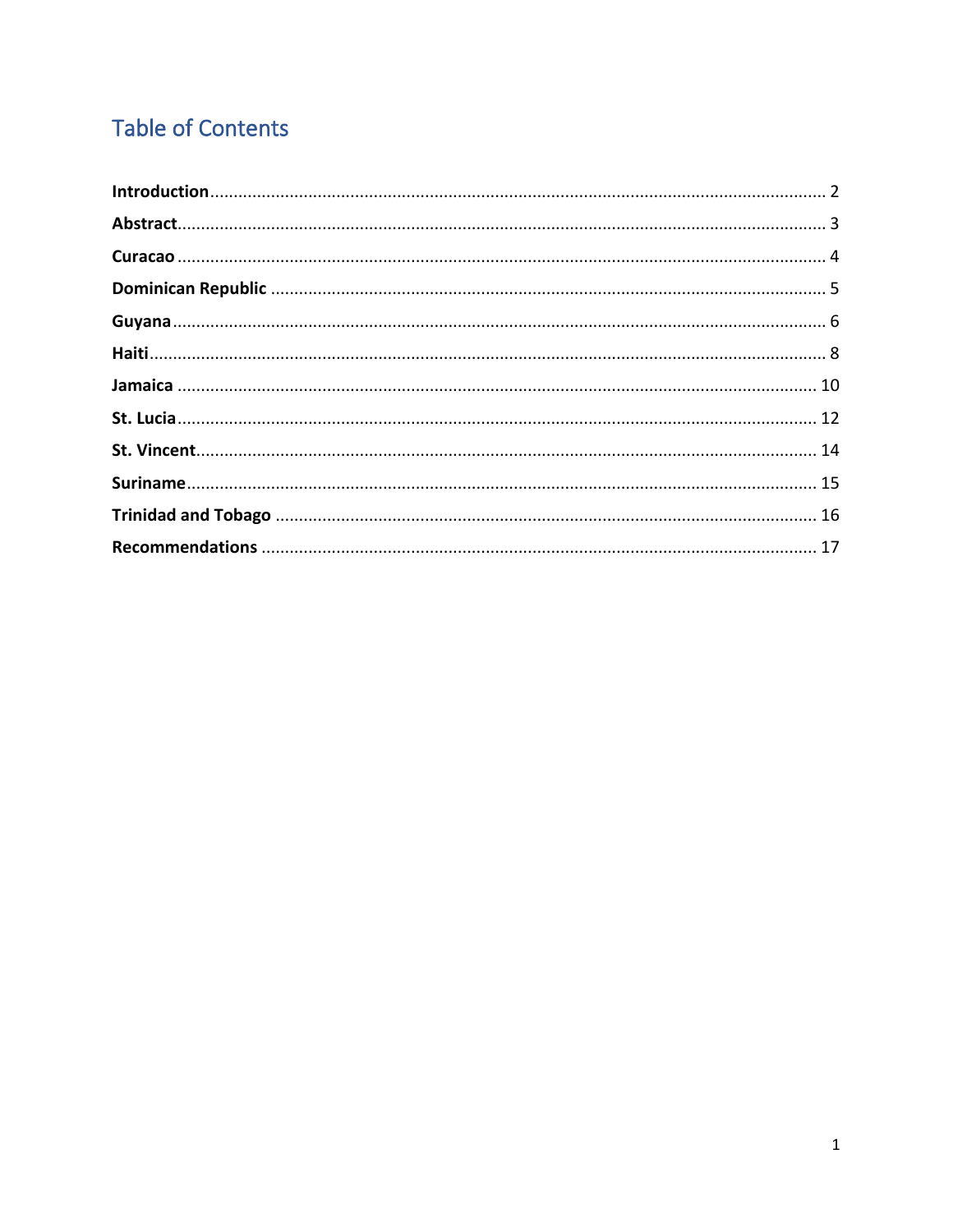# Table of Contents

**Introduction** .......... 2

**Abstract** .......... 3

**Curacao** .......... 4

**Dominican Republic** .......... 5

**Guyana** .......... 6

**Haiti** .......... 8

**Jamaica** .......... 10

**St. Lucia** .......... 12

**St. Vincent** .......... 14

**Suriname** .......... 15

**Trinidad and Tobago** .......... 16

**Recommendations** .......... 17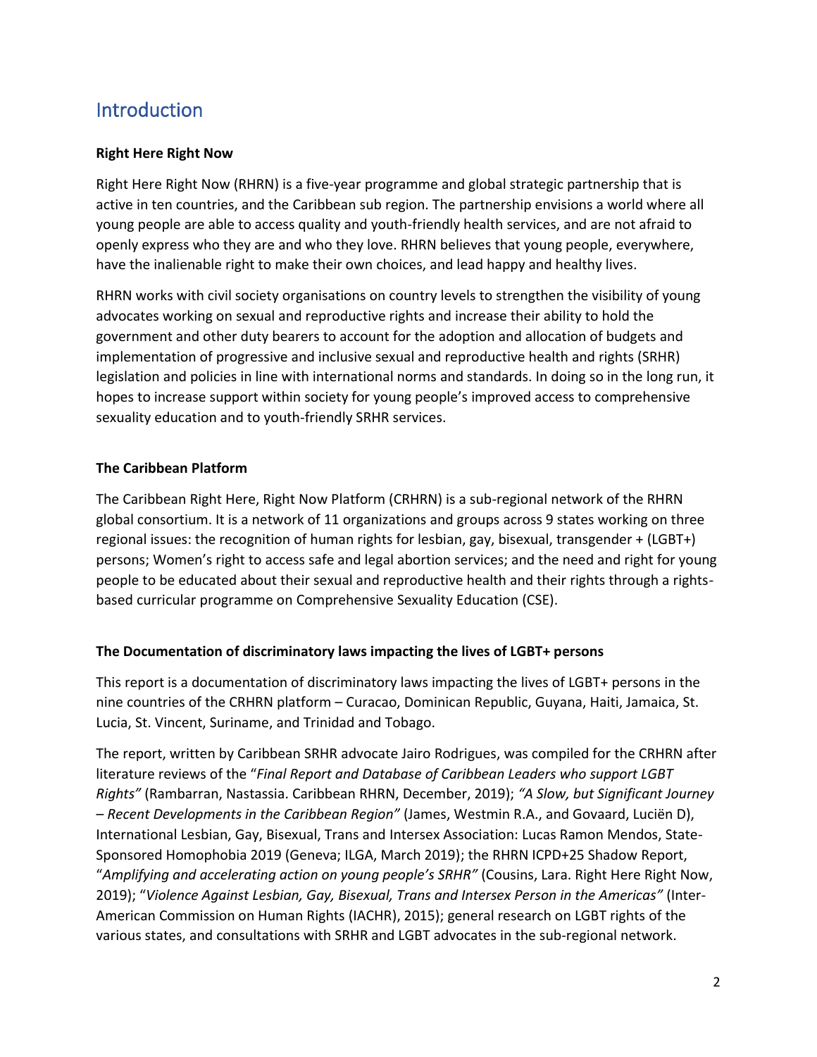## Introduction

**Right Here Right Now**

Right Here Right Now (RHRN) is a five-year programme and global strategic partnership that is active in ten countries, and the Caribbean sub region. The partnership envisions a world where all young people are able to access quality and youth-friendly health services, and are not afraid to openly express who they are and who they love. RHRN believes that young people, everywhere, have the inalienable right to make their own choices, and lead happy and healthy lives.

RHRN works with civil society organisations on country levels to strengthen the visibility of young advocates working on sexual and reproductive rights and increase their ability to hold the government and other duty bearers to account for the adoption and allocation of budgets and implementation of progressive and inclusive sexual and reproductive health and rights (SRHR) legislation and policies in line with international norms and standards. In doing so in the long run, it hopes to increase support within society for young people's improved access to comprehensive sexuality education and to youth-friendly SRHR services.

**The Caribbean Platform**

The Caribbean Right Here, Right Now Platform (CRHRN) is a sub-regional network of the RHRN global consortium. It is a network of 11 organizations and groups across 9 states working on three regional issues: the recognition of human rights for lesbian, gay, bisexual, transgender + (LGBT+) persons; Women's right to access safe and legal abortion services; and the need and right for young people to be educated about their sexual and reproductive health and their rights through a rights-based curricular programme on Comprehensive Sexuality Education (CSE).

**The Documentation of discriminatory laws impacting the lives of LGBT+ persons**

This report is a documentation of discriminatory laws impacting the lives of LGBT+ persons in the nine countries of the CRHRN platform – Curacao, Dominican Republic, Guyana, Haiti, Jamaica, St. Lucia, St. Vincent, Suriname, and Trinidad and Tobago.

The report, written by Caribbean SRHR advocate Jairo Rodrigues, was compiled for the CRHRN after literature reviews of the "*Final Report and Database of Caribbean Leaders who support LGBT Rights"* (Rambarran, Nastassia. Caribbean RHRN, December, 2019); *"A Slow, but Significant Journey – Recent Developments in the Caribbean Region"* (James, Westmin R.A., and Govaard, Luciën D), International Lesbian, Gay, Bisexual, Trans and Intersex Association: Lucas Ramon Mendos, State-Sponsored Homophobia 2019 (Geneva; ILGA, March 2019); the RHRN ICPD+25 Shadow Report, "*Amplifying and accelerating action on young people's SRHR"* (Cousins, Lara. Right Here Right Now, 2019); "*Violence Against Lesbian, Gay, Bisexual, Trans and Intersex Person in the Americas"* (Inter-American Commission on Human Rights (IACHR), 2015); general research on LGBT rights of the various states, and consultations with SRHR and LGBT advocates in the sub-regional network.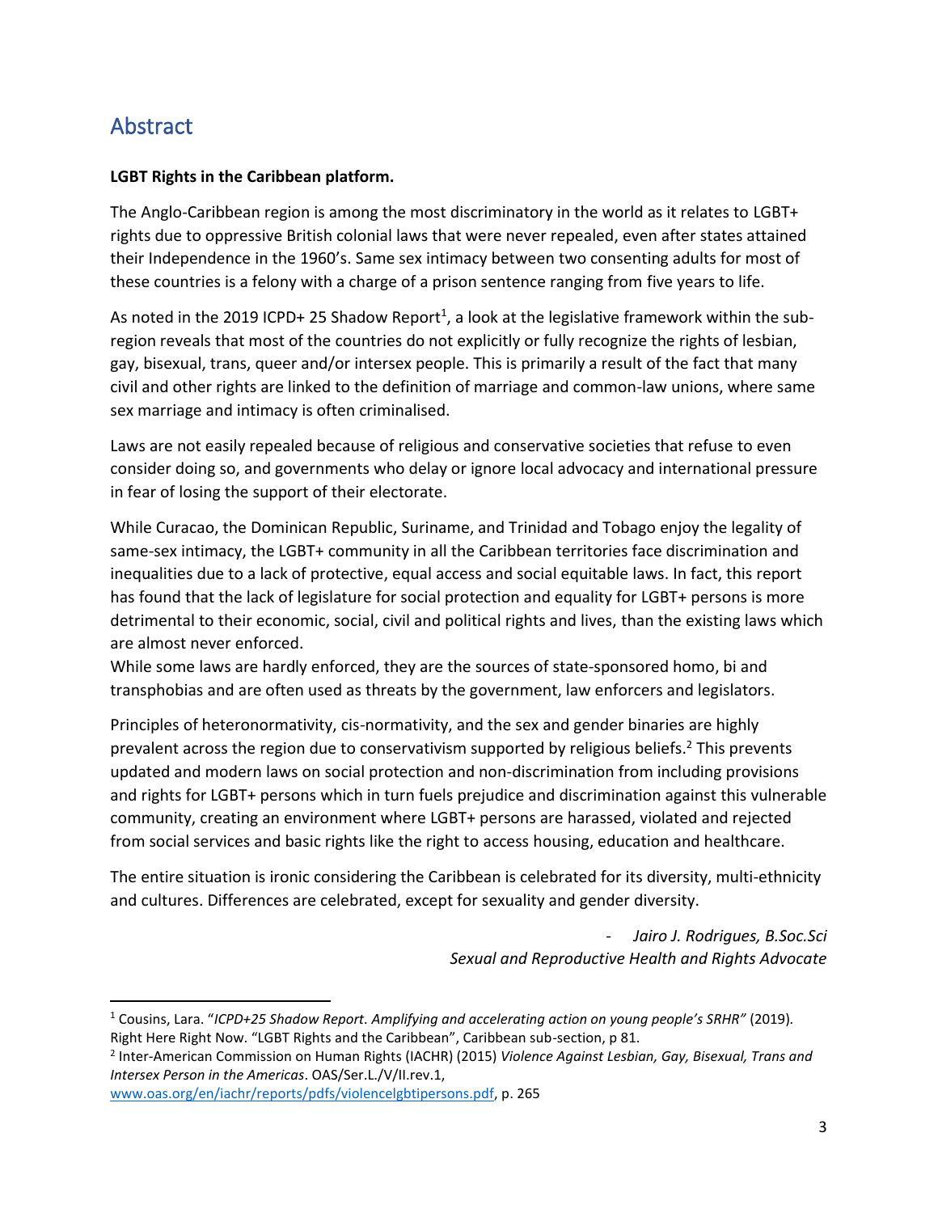## Abstract

**LGBT Rights in the Caribbean platform.**

The Anglo-Caribbean region is among the most discriminatory in the world as it relates to LGBT+ rights due to oppressive British colonial laws that were never repealed, even after states attained their Independence in the 1960's. Same sex intimacy between two consenting adults for most of these countries is a felony with a charge of a prison sentence ranging from five years to life.

As noted in the 2019 ICPD+ 25 Shadow Report[1], a look at the legislative framework within the sub-region reveals that most of the countries do not explicitly or fully recognize the rights of lesbian, gay, bisexual, trans, queer and/or intersex people. This is primarily a result of the fact that many civil and other rights are linked to the definition of marriage and common-law unions, where same sex marriage and intimacy is often criminalised.

Laws are not easily repealed because of religious and conservative societies that refuse to even consider doing so, and governments who delay or ignore local advocacy and international pressure in fear of losing the support of their electorate.

While Curacao, the Dominican Republic, Suriname, and Trinidad and Tobago enjoy the legality of same-sex intimacy, the LGBT+ community in all the Caribbean territories face discrimination and inequalities due to a lack of protective, equal access and social equitable laws. In fact, this report has found that the lack of legislature for social protection and equality for LGBT+ persons is more detrimental to their economic, social, civil and political rights and lives, than the existing laws which are almost never enforced.
While some laws are hardly enforced, they are the sources of state-sponsored homo, bi and transphobias and are often used as threats by the government, law enforcers and legislators.

Principles of heteronormativity, cis-normativity, and the sex and gender binaries are highly prevalent across the region due to conservativism supported by religious beliefs.[2] This prevents updated and modern laws on social protection and non-discrimination from including provisions and rights for LGBT+ persons which in turn fuels prejudice and discrimination against this vulnerable community, creating an environment where LGBT+ persons are harassed, violated and rejected from social services and basic rights like the right to access housing, education and healthcare.

The entire situation is ironic considering the Caribbean is celebrated for its diversity, multi-ethnicity and cultures. Differences are celebrated, except for sexuality and gender diversity.

- *Jairo J. Rodrigues, B.Soc.Sci*
*Sexual and Reproductive Health and Rights Advocate*

---

[1] Cousins, Lara. "*ICPD+25 Shadow Report. Amplifying and accelerating action on young people's SRHR"* (2019). Right Here Right Now. "LGBT Rights and the Caribbean", Caribbean sub-section, p 81.

[2] Inter-American Commission on Human Rights (IACHR) (2015) *Violence Against Lesbian, Gay, Bisexual, Trans and Intersex Person in the Americas*. OAS/Ser.L./V/II.rev.1, www.oas.org/en/iachr/reports/pdfs/violencelgbtipersons.pdf, p. 265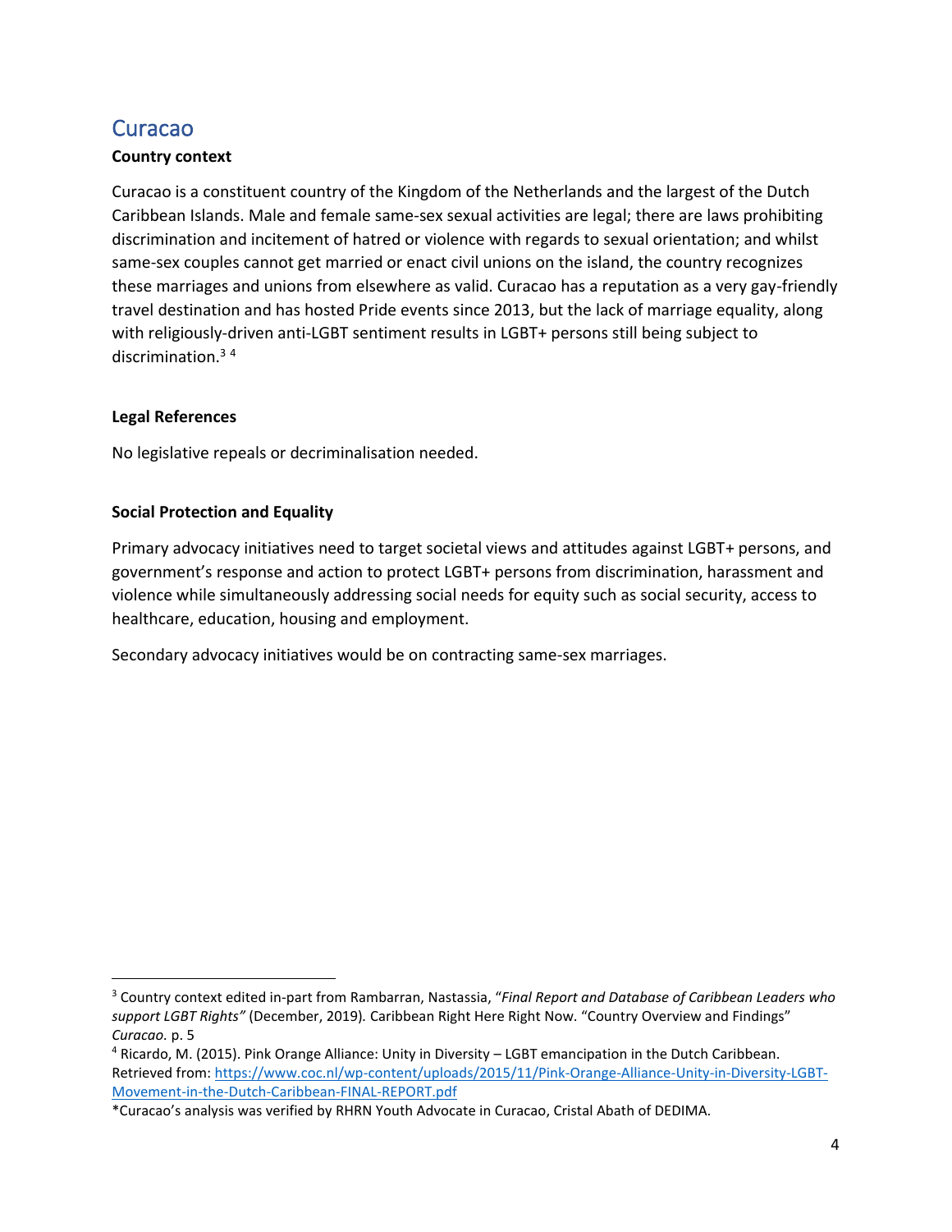## Curacao

**Country context**

Curacao is a constituent country of the Kingdom of the Netherlands and the largest of the Dutch Caribbean Islands. Male and female same-sex sexual activities are legal; there are laws prohibiting discrimination and incitement of hatred or violence with regards to sexual orientation; and whilst same-sex couples cannot get married or enact civil unions on the island, the country recognizes these marriages and unions from elsewhere as valid. Curacao has a reputation as a very gay-friendly travel destination and has hosted Pride events since 2013, but the lack of marriage equality, along with religiously-driven anti-LGBT sentiment results in LGBT+ persons still being subject to discrimination.[3] [4]

**Legal References**

No legislative repeals or decriminalisation needed.

**Social Protection and Equality**

Primary advocacy initiatives need to target societal views and attitudes against LGBT+ persons, and government's response and action to protect LGBT+ persons from discrimination, harassment and violence while simultaneously addressing social needs for equity such as social security, access to healthcare, education, housing and employment.

Secondary advocacy initiatives would be on contracting same-sex marriages.

---

[3] Country context edited in-part from Rambarran, Nastassia, "*Final Report and Database of Caribbean Leaders who support LGBT Rights"* (December, 2019). Caribbean Right Here Right Now. "Country Overview and Findings" *Curacao.* p. 5

[4] Ricardo, M. (2015). Pink Orange Alliance: Unity in Diversity – LGBT emancipation in the Dutch Caribbean. Retrieved from: [https://www.coc.nl/wp-content/uploads/2015/11/Pink-Orange-Alliance-Unity-in-Diversity-LGBT-Movement-in-the-Dutch-Caribbean-FINAL-REPORT.pdf](https://www.coc.nl/wp-content/uploads/2015/11/Pink-Orange-Alliance-Unity-in-Diversity-LGBT-Movement-in-the-Dutch-Caribbean-FINAL-REPORT.pdf)

*Curacao's analysis was verified by RHRN Youth Advocate in Curacao, Cristal Abath of DEDIMA.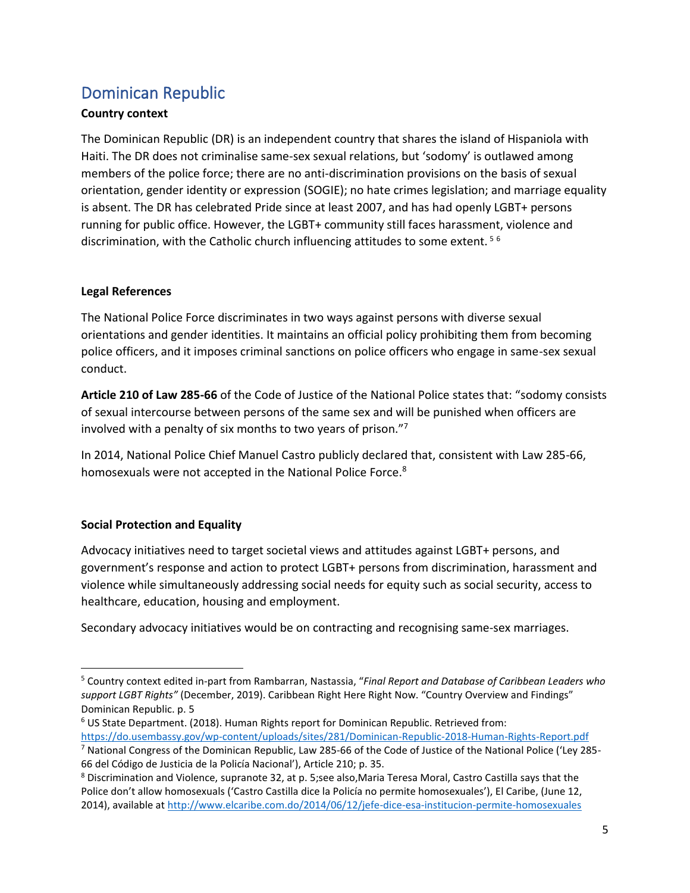## Dominican Republic

**Country context**

The Dominican Republic (DR) is an independent country that shares the island of Hispaniola with Haiti. The DR does not criminalise same-sex sexual relations, but 'sodomy' is outlawed among members of the police force; there are no anti-discrimination provisions on the basis of sexual orientation, gender identity or expression (SOGIE); no hate crimes legislation; and marriage equality is absent. The DR has celebrated Pride since at least 2007, and has had openly LGBT+ persons running for public office. However, the LGBT+ community still faces harassment, violence and discrimination, with the Catholic church influencing attitudes to some extent. [5] [6]

**Legal References**

The National Police Force discriminates in two ways against persons with diverse sexual orientations and gender identities. It maintains an official policy prohibiting them from becoming police officers, and it imposes criminal sanctions on police officers who engage in same-sex sexual conduct.

**Article 210 of Law 285-66** of the Code of Justice of the National Police states that: "sodomy consists of sexual intercourse between persons of the same sex and will be punished when officers are involved with a penalty of six months to two years of prison."[7]

In 2014, National Police Chief Manuel Castro publicly declared that, consistent with Law 285-66, homosexuals were not accepted in the National Police Force.[8]

**Social Protection and Equality**

Advocacy initiatives need to target societal views and attitudes against LGBT+ persons, and government's response and action to protect LGBT+ persons from discrimination, harassment and violence while simultaneously addressing social needs for equity such as social security, access to healthcare, education, housing and employment.

Secondary advocacy initiatives would be on contracting and recognising same-sex marriages.

---

[5] Country context edited in-part from Rambarran, Nastassia, "*Final Report and Database of Caribbean Leaders who support LGBT Rights"* (December, 2019). Caribbean Right Here Right Now. "Country Overview and Findings" Dominican Republic. p. 5

[6] US State Department. (2018). Human Rights report for Dominican Republic. Retrieved from: https://do.usembassy.gov/wp-content/uploads/sites/281/Dominican-Republic-2018-Human-Rights-Report.pdf

[7] National Congress of the Dominican Republic, Law 285-66 of the Code of Justice of the National Police ('Ley 285-66 del Código de Justicia de la Policía Nacional'), Article 210; p. 35.

[8] Discrimination and Violence, supranote 32, at p. 5;see also,Maria Teresa Moral, Castro Castilla says that the Police don't allow homosexuals ('Castro Castilla dice la Policía no permite homosexuales'), El Caribe, (June 12, 2014), available at http://www.elcaribe.com.do/2014/06/12/jefe-dice-esa-institucion-permite-homosexuales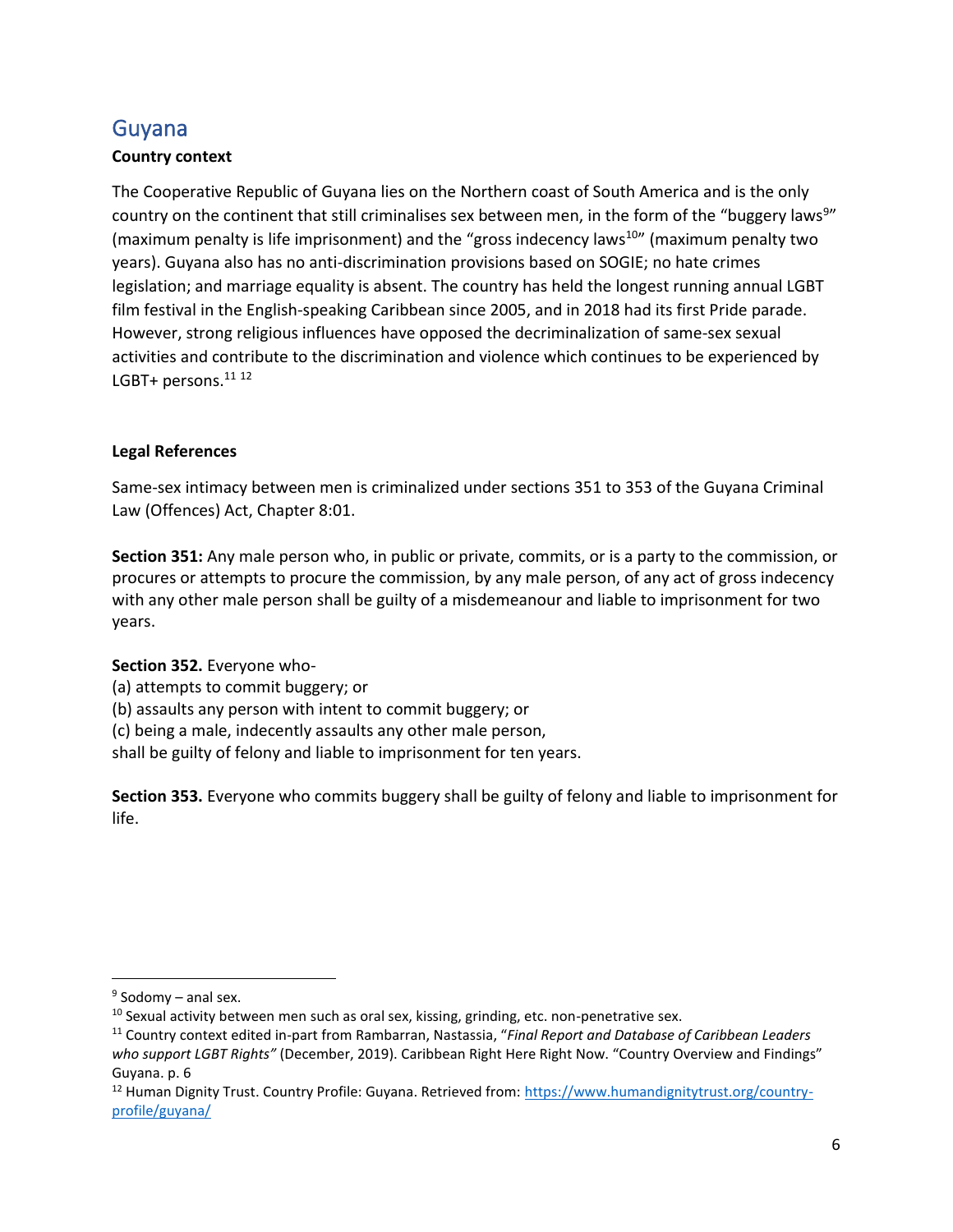## Guyana

**Country context**

The Cooperative Republic of Guyana lies on the Northern coast of South America and is the only country on the continent that still criminalises sex between men, in the form of the "buggery laws[9]" (maximum penalty is life imprisonment) and the "gross indecency laws[10]" (maximum penalty two years). Guyana also has no anti-discrimination provisions based on SOGIE; no hate crimes legislation; and marriage equality is absent. The country has held the longest running annual LGBT film festival in the English-speaking Caribbean since 2005, and in 2018 had its first Pride parade. However, strong religious influences have opposed the decriminalization of same-sex sexual activities and contribute to the discrimination and violence which continues to be experienced by LGBT+ persons.[11] [12]

**Legal References**

Same-sex intimacy between men is criminalized under sections 351 to 353 of the Guyana Criminal Law (Offences) Act, Chapter 8:01.

**Section 351:** Any male person who, in public or private, commits, or is a party to the commission, or procures or attempts to procure the commission, by any male person, of any act of gross indecency with any other male person shall be guilty of a misdemeanour and liable to imprisonment for two years.

**Section 352.** Everyone who-
(a) attempts to commit buggery; or
(b) assaults any person with intent to commit buggery; or
(c) being a male, indecently assaults any other male person,
shall be guilty of felony and liable to imprisonment for ten years.

**Section 353.** Everyone who commits buggery shall be guilty of felony and liable to imprisonment for life.

---

[9] Sodomy – anal sex.

[10] Sexual activity between men such as oral sex, kissing, grinding, etc. non-penetrative sex.

[11] Country context edited in-part from Rambarran, Nastassia, "*Final Report and Database of Caribbean Leaders who support LGBT Rights"* (December, 2019). Caribbean Right Here Right Now. "Country Overview and Findings" Guyana. p. 6

[12] Human Dignity Trust. Country Profile: Guyana. Retrieved from: https://www.humandignitytrust.org/country-profile/guyana/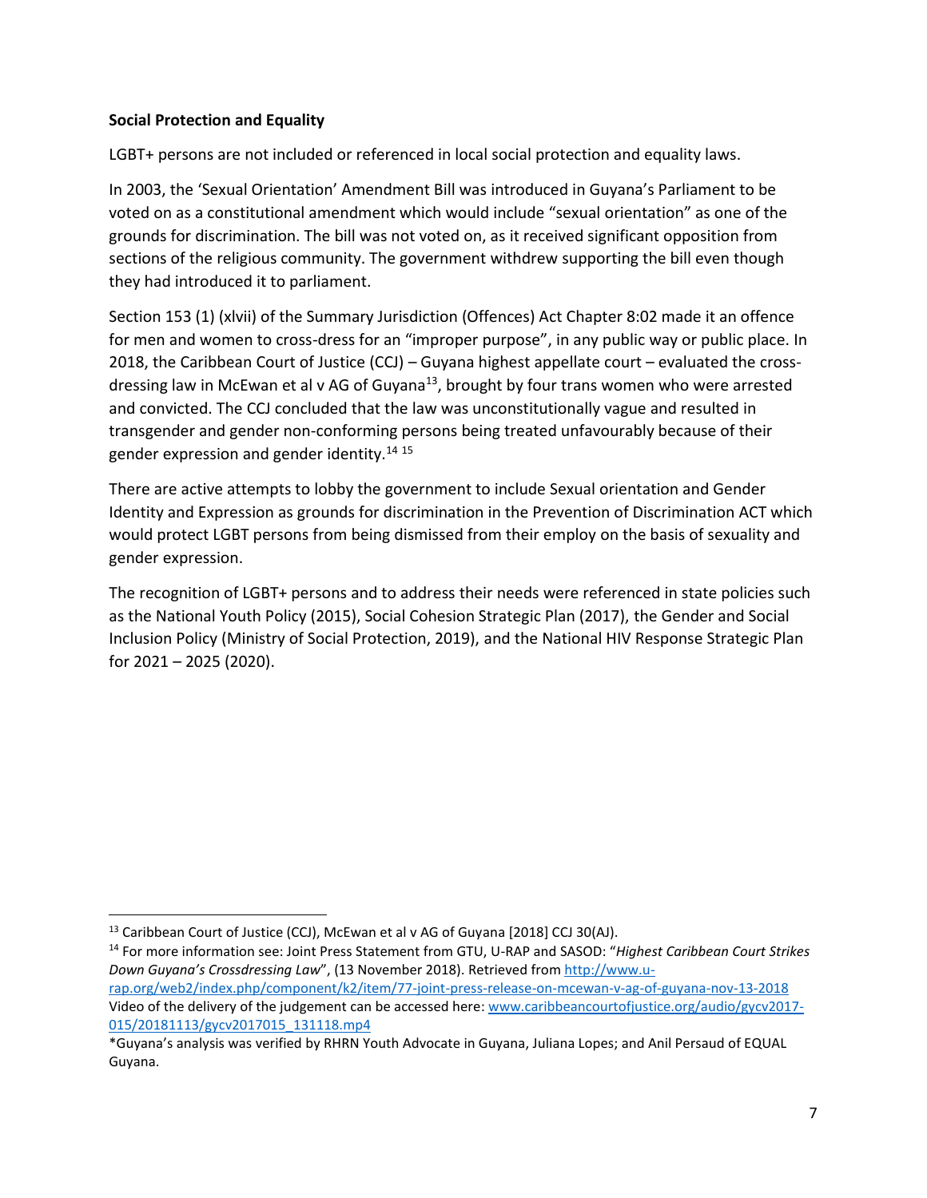**Social Protection and Equality**

LGBT+ persons are not included or referenced in local social protection and equality laws.

In 2003, the 'Sexual Orientation' Amendment Bill was introduced in Guyana's Parliament to be voted on as a constitutional amendment which would include "sexual orientation" as one of the grounds for discrimination. The bill was not voted on, as it received significant opposition from sections of the religious community. The government withdrew supporting the bill even though they had introduced it to parliament.

Section 153 (1) (xlvii) of the Summary Jurisdiction (Offences) Act Chapter 8:02 made it an offence for men and women to cross-dress for an "improper purpose", in any public way or public place. In 2018, the Caribbean Court of Justice (CCJ) – Guyana highest appellate court – evaluated the cross-dressing law in McEwan et al v AG of Guyana[13], brought by four trans women who were arrested and convicted. The CCJ concluded that the law was unconstitutionally vague and resulted in transgender and gender non-conforming persons being treated unfavourably because of their gender expression and gender identity.[14] [15]

There are active attempts to lobby the government to include Sexual orientation and Gender Identity and Expression as grounds for discrimination in the Prevention of Discrimination ACT which would protect LGBT persons from being dismissed from their employ on the basis of sexuality and gender expression.

The recognition of LGBT+ persons and to address their needs were referenced in state policies such as the National Youth Policy (2015), Social Cohesion Strategic Plan (2017), the Gender and Social Inclusion Policy (Ministry of Social Protection, 2019), and the National HIV Response Strategic Plan for 2021 – 2025 (2020).

---

[13] Caribbean Court of Justice (CCJ), McEwan et al v AG of Guyana [2018] CCJ 30(AJ).

[14] For more information see: Joint Press Statement from GTU, U-RAP and SASOD: "*Highest Caribbean Court Strikes Down Guyana's Crossdressing Law*", (13 November 2018). Retrieved from http://www.u-rap.org/web2/index.php/component/k2/item/77-joint-press-release-on-mcewan-v-ag-of-guyana-nov-13-2018
Video of the delivery of the judgement can be accessed here: www.caribbeancourtofjustice.org/audio/gycv2017-015/20181113/gycv2017015_131118.mp4

*Guyana's analysis was verified by RHRN Youth Advocate in Guyana, Juliana Lopes; and Anil Persaud of EQUAL Guyana.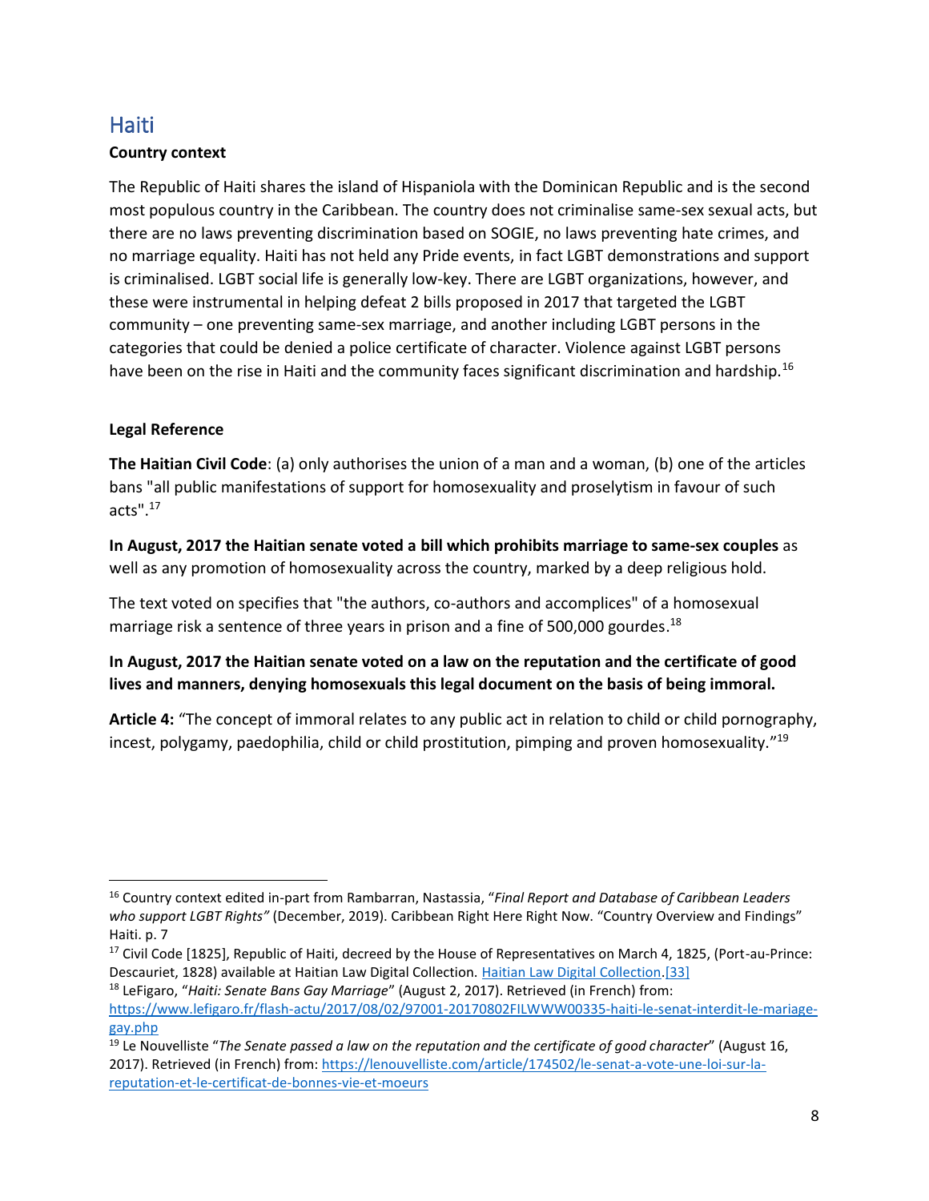## Haiti

**Country context**

The Republic of Haiti shares the island of Hispaniola with the Dominican Republic and is the second most populous country in the Caribbean. The country does not criminalise same-sex sexual acts, but there are no laws preventing discrimination based on SOGIE, no laws preventing hate crimes, and no marriage equality. Haiti has not held any Pride events, in fact LGBT demonstrations and support is criminalised. LGBT social life is generally low-key. There are LGBT organizations, however, and these were instrumental in helping defeat 2 bills proposed in 2017 that targeted the LGBT community – one preventing same-sex marriage, and another including LGBT persons in the categories that could be denied a police certificate of character. Violence against LGBT persons have been on the rise in Haiti and the community faces significant discrimination and hardship.[16]

**Legal Reference**

**The Haitian Civil Code**: (a) only authorises the union of a man and a woman, (b) one of the articles bans "all public manifestations of support for homosexuality and proselytism in favour of such acts".[17]

**In August, 2017 the Haitian senate voted a bill which prohibits marriage to same-sex couples** as well as any promotion of homosexuality across the country, marked by a deep religious hold.

The text voted on specifies that "the authors, co-authors and accomplices" of a homosexual marriage risk a sentence of three years in prison and a fine of 500,000 gourdes.[18]

**In August, 2017 the Haitian senate voted on a law on the reputation and the certificate of good lives and manners, denying homosexuals this legal document on the basis of being immoral.**

**Article 4:** "The concept of immoral relates to any public act in relation to child or child pornography, incest, polygamy, paedophilia, child or child prostitution, pimping and proven homosexuality."[19]

---

[16] Country context edited in-part from Rambarran, Nastassia, "*Final Report and Database of Caribbean Leaders who support LGBT Rights*" (December, 2019). Caribbean Right Here Right Now. "Country Overview and Findings" Haiti. p. 7

[17] Civil Code [1825], Republic of Haiti, decreed by the House of Representatives on March 4, 1825, (Port-au-Prince: Descauriet, 1828) available at Haitian Law Digital Collection. [Haitian Law Digital Collection.[33]]

[18] LeFigaro, "*Haiti: Senate Bans Gay Marriage*" (August 2, 2017). Retrieved (in French) from: https://www.lefigaro.fr/flash-actu/2017/08/02/97001-20170802FILWWW00335-haiti-le-senat-interdit-le-mariage-gay.php

[19] Le Nouvelliste "*The Senate passed a law on the reputation and the certificate of good character*" (August 16, 2017). Retrieved (in French) from: https://lenouvelliste.com/article/174502/le-senat-a-vote-une-loi-sur-la-reputation-et-le-certificat-de-bonnes-vie-et-moeurs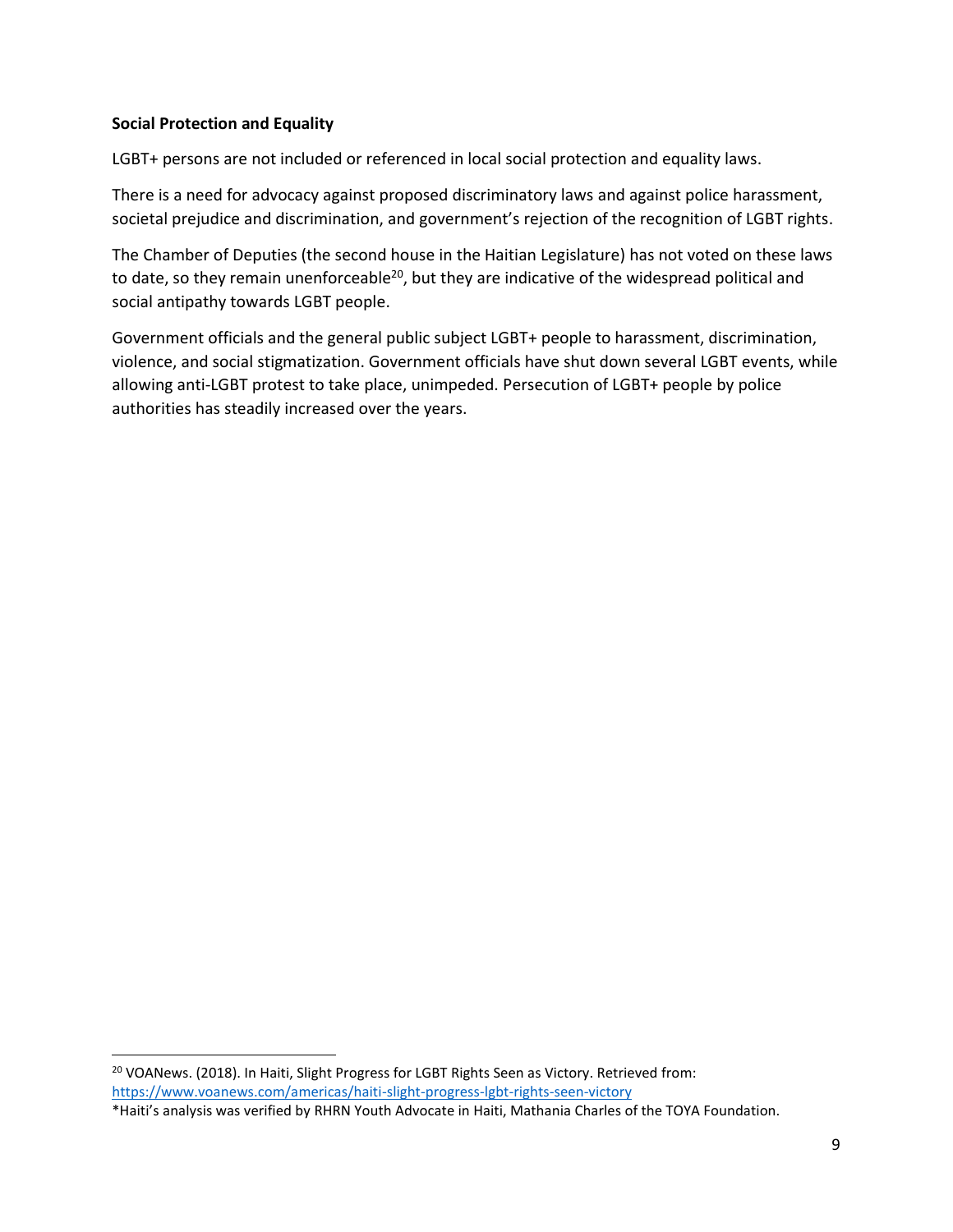**Social Protection and Equality**

LGBT+ persons are not included or referenced in local social protection and equality laws.

There is a need for advocacy against proposed discriminatory laws and against police harassment, societal prejudice and discrimination, and government's rejection of the recognition of LGBT rights.

The Chamber of Deputies (the second house in the Haitian Legislature) has not voted on these laws to date, so they remain unenforceable[20], but they are indicative of the widespread political and social antipathy towards LGBT people.

Government officials and the general public subject LGBT+ people to harassment, discrimination, violence, and social stigmatization. Government officials have shut down several LGBT events, while allowing anti-LGBT protest to take place, unimpeded. Persecution of LGBT+ people by police authorities has steadily increased over the years.

---

[20] VOANews. (2018). In Haiti, Slight Progress for LGBT Rights Seen as Victory. Retrieved from: https://www.voanews.com/americas/haiti-slight-progress-lgbt-rights-seen-victory

*Haiti's analysis was verified by RHRN Youth Advocate in Haiti, Mathania Charles of the TOYA Foundation.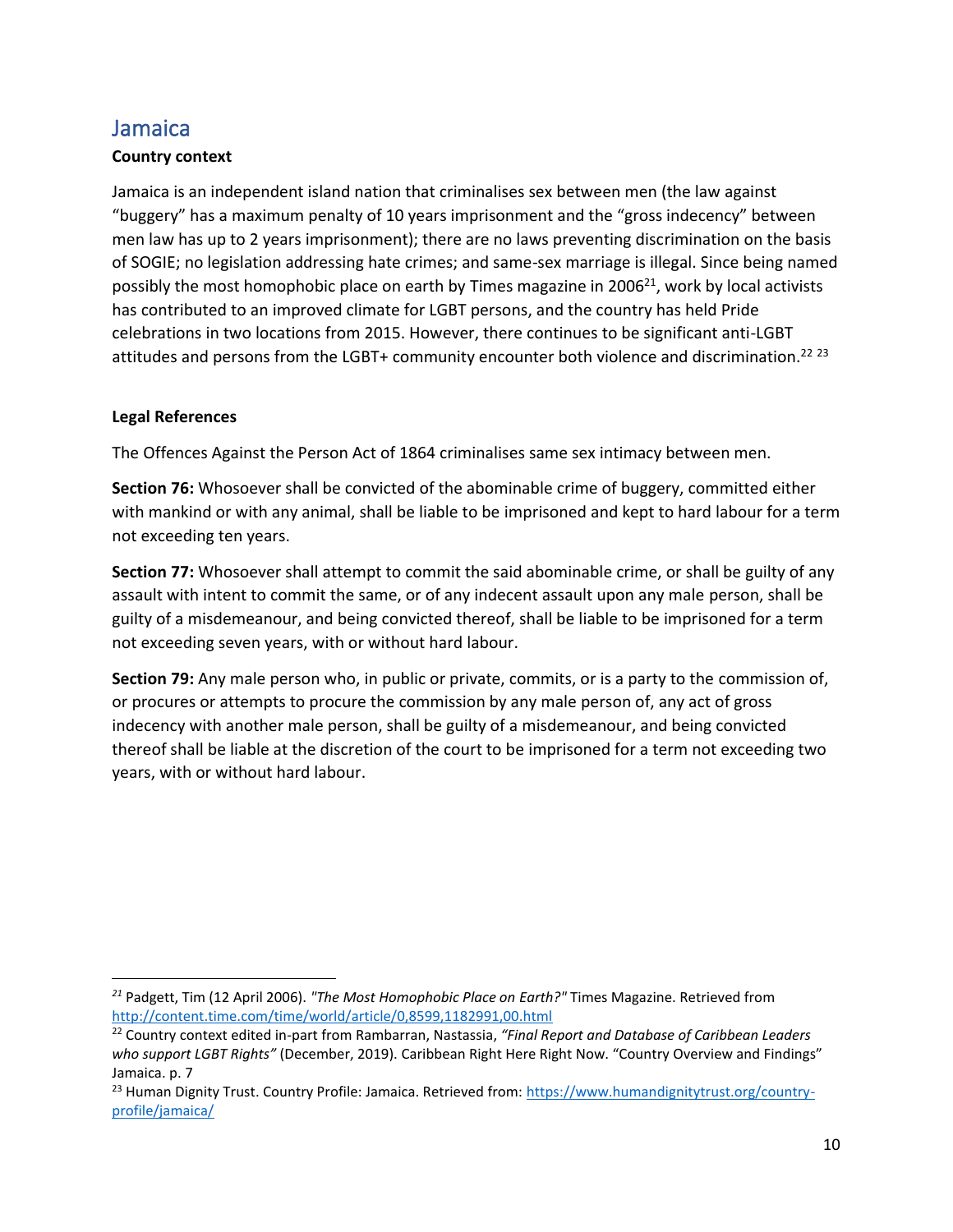## Jamaica

**Country context**

Jamaica is an independent island nation that criminalises sex between men (the law against "buggery" has a maximum penalty of 10 years imprisonment and the "gross indecency" between men law has up to 2 years imprisonment); there are no laws preventing discrimination on the basis of SOGIE; no legislation addressing hate crimes; and same-sex marriage is illegal. Since being named possibly the most homophobic place on earth by Times magazine in 2006[21], work by local activists has contributed to an improved climate for LGBT persons, and the country has held Pride celebrations in two locations from 2015. However, there continues to be significant anti-LGBT attitudes and persons from the LGBT+ community encounter both violence and discrimination.[22] [23]

**Legal References**

The Offences Against the Person Act of 1864 criminalises same sex intimacy between men.

**Section 76:** Whosoever shall be convicted of the abominable crime of buggery, committed either with mankind or with any animal, shall be liable to be imprisoned and kept to hard labour for a term not exceeding ten years.

**Section 77:** Whosoever shall attempt to commit the said abominable crime, or shall be guilty of any assault with intent to commit the same, or of any indecent assault upon any male person, shall be guilty of a misdemeanour, and being convicted thereof, shall be liable to be imprisoned for a term not exceeding seven years, with or without hard labour.

**Section 79:** Any male person who, in public or private, commits, or is a party to the commission of, or procures or attempts to procure the commission by any male person of, any act of gross indecency with another male person, shall be guilty of a misdemeanour, and being convicted thereof shall be liable at the discretion of the court to be imprisoned for a term not exceeding two years, with or without hard labour.

---

[21] Padgett, Tim (12 April 2006). *"The Most Homophobic Place on Earth?"* Times Magazine. Retrieved from http://content.time.com/time/world/article/0,8599,1182991,00.html

[22] Country context edited in-part from Rambarran, Nastassia, *"Final Report and Database of Caribbean Leaders who support LGBT Rights"* (December, 2019). Caribbean Right Here Right Now. "Country Overview and Findings" Jamaica. p. 7

[23] Human Dignity Trust. Country Profile: Jamaica. Retrieved from: https://www.humandignitytrust.org/country-profile/jamaica/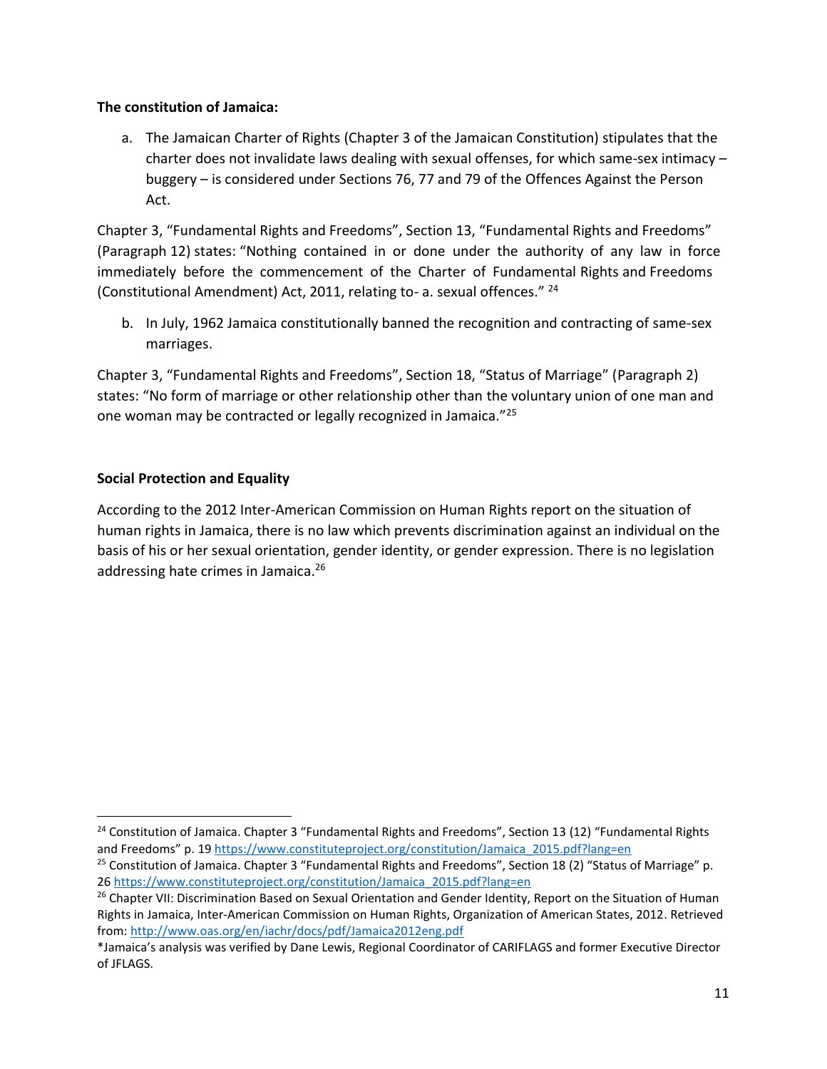**The constitution of Jamaica:**

a. The Jamaican Charter of Rights (Chapter 3 of the Jamaican Constitution) stipulates that the charter does not invalidate laws dealing with sexual offenses, for which same-sex intimacy – buggery – is considered under Sections 76, 77 and 79 of the Offences Against the Person Act.

Chapter 3, "Fundamental Rights and Freedoms", Section 13, "Fundamental Rights and Freedoms" (Paragraph 12) states: "Nothing contained in or done under the authority of any law in force immediately before the commencement of the Charter of Fundamental Rights and Freedoms (Constitutional Amendment) Act, 2011, relating to- a. sexual offences." [24]

b. In July, 1962 Jamaica constitutionally banned the recognition and contracting of same-sex marriages.

Chapter 3, "Fundamental Rights and Freedoms", Section 18, "Status of Marriage" (Paragraph 2) states: "No form of marriage or other relationship other than the voluntary union of one man and one woman may be contracted or legally recognized in Jamaica."[25]

**Social Protection and Equality**

According to the 2012 Inter-American Commission on Human Rights report on the situation of human rights in Jamaica, there is no law which prevents discrimination against an individual on the basis of his or her sexual orientation, gender identity, or gender expression. There is no legislation addressing hate crimes in Jamaica.[26]

---

[24] Constitution of Jamaica. Chapter 3 "Fundamental Rights and Freedoms", Section 13 (12) "Fundamental Rights and Freedoms" p. 19 https://www.constituteproject.org/constitution/Jamaica_2015.pdf?lang=en

[25] Constitution of Jamaica. Chapter 3 "Fundamental Rights and Freedoms", Section 18 (2) "Status of Marriage" p. 26 https://www.constituteproject.org/constitution/Jamaica_2015.pdf?lang=en

[26] Chapter VII: Discrimination Based on Sexual Orientation and Gender Identity, Report on the Situation of Human Rights in Jamaica, Inter-American Commission on Human Rights, Organization of American States, 2012. Retrieved from: http://www.oas.org/en/iachr/docs/pdf/Jamaica2012eng.pdf

*Jamaica's analysis was verified by Dane Lewis, Regional Coordinator of CARIFLAGS and former Executive Director of JFLAGS.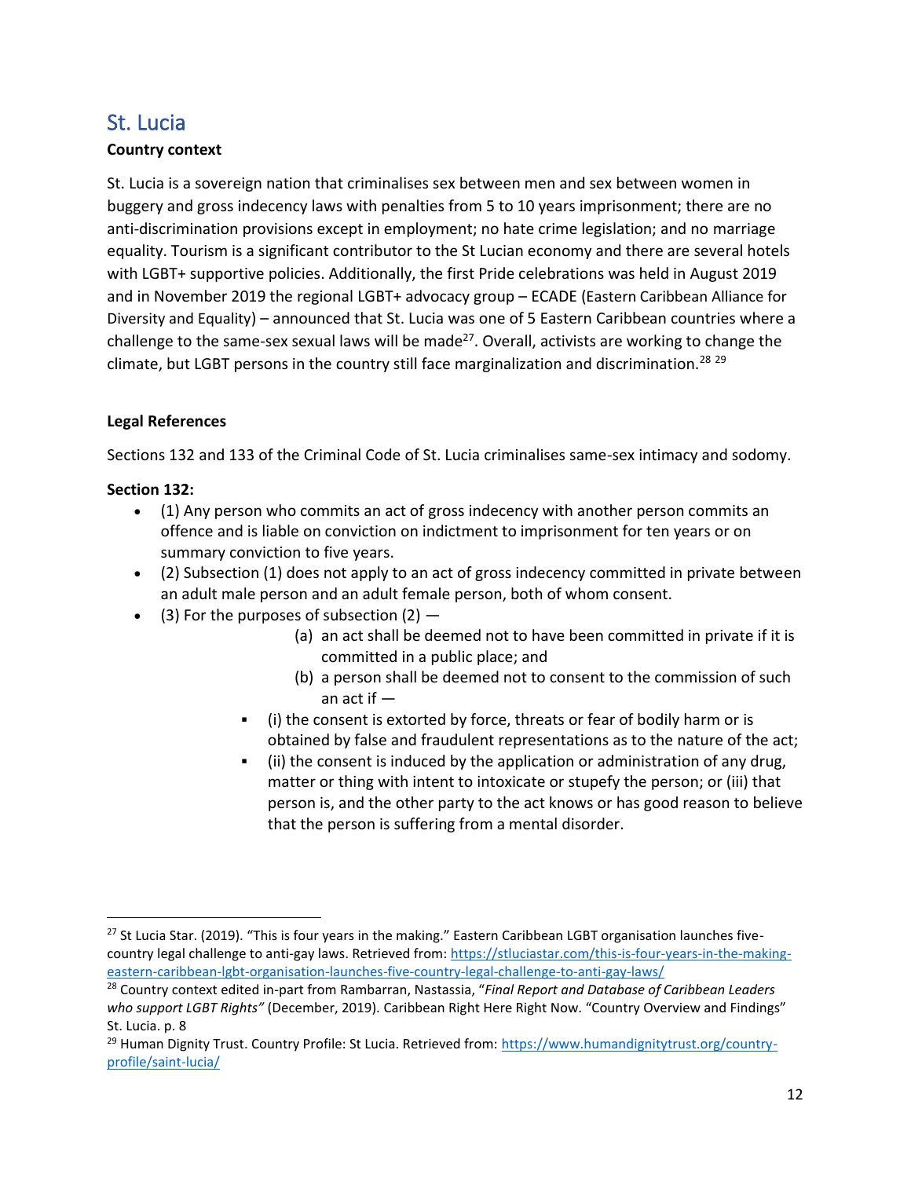## St. Lucia

**Country context**

St. Lucia is a sovereign nation that criminalises sex between men and sex between women in buggery and gross indecency laws with penalties from 5 to 10 years imprisonment; there are no anti-discrimination provisions except in employment; no hate crime legislation; and no marriage equality. Tourism is a significant contributor to the St Lucian economy and there are several hotels with LGBT+ supportive policies. Additionally, the first Pride celebrations was held in August 2019 and in November 2019 the regional LGBT+ advocacy group – ECADE (Eastern Caribbean Alliance for Diversity and Equality) – announced that St. Lucia was one of 5 Eastern Caribbean countries where a challenge to the same-sex sexual laws will be made[27]. Overall, activists are working to change the climate, but LGBT persons in the country still face marginalization and discrimination.[28] [29]

**Legal References**

Sections 132 and 133 of the Criminal Code of St. Lucia criminalises same-sex intimacy and sodomy.

**Section 132:**

- (1) Any person who commits an act of gross indecency with another person commits an offence and is liable on conviction on indictment to imprisonment for ten years or on summary conviction to five years.
- (2) Subsection (1) does not apply to an act of gross indecency committed in private between an adult male person and an adult female person, both of whom consent.
- (3) For the purposes of subsection (2) —
  - (a) an act shall be deemed not to have been committed in private if it is committed in a public place; and
  - (b) a person shall be deemed not to consent to the commission of such an act if —
    - (i) the consent is extorted by force, threats or fear of bodily harm or is obtained by false and fraudulent representations as to the nature of the act;
    - (ii) the consent is induced by the application or administration of any drug, matter or thing with intent to intoxicate or stupefy the person; or (iii) that person is, and the other party to the act knows or has good reason to believe that the person is suffering from a mental disorder.

---

[27] St Lucia Star. (2019). "This is four years in the making." Eastern Caribbean LGBT organisation launches five-country legal challenge to anti-gay laws. Retrieved from: https://stluciastar.com/this-is-four-years-in-the-making-eastern-caribbean-lgbt-organisation-launches-five-country-legal-challenge-to-anti-gay-laws/

[28] Country context edited in-part from Rambarran, Nastassia, "*Final Report and Database of Caribbean Leaders who support LGBT Rights"* (December, 2019). Caribbean Right Here Right Now. "Country Overview and Findings" St. Lucia. p. 8

[29] Human Dignity Trust. Country Profile: St Lucia. Retrieved from: https://www.humandignitytrust.org/country-profile/saint-lucia/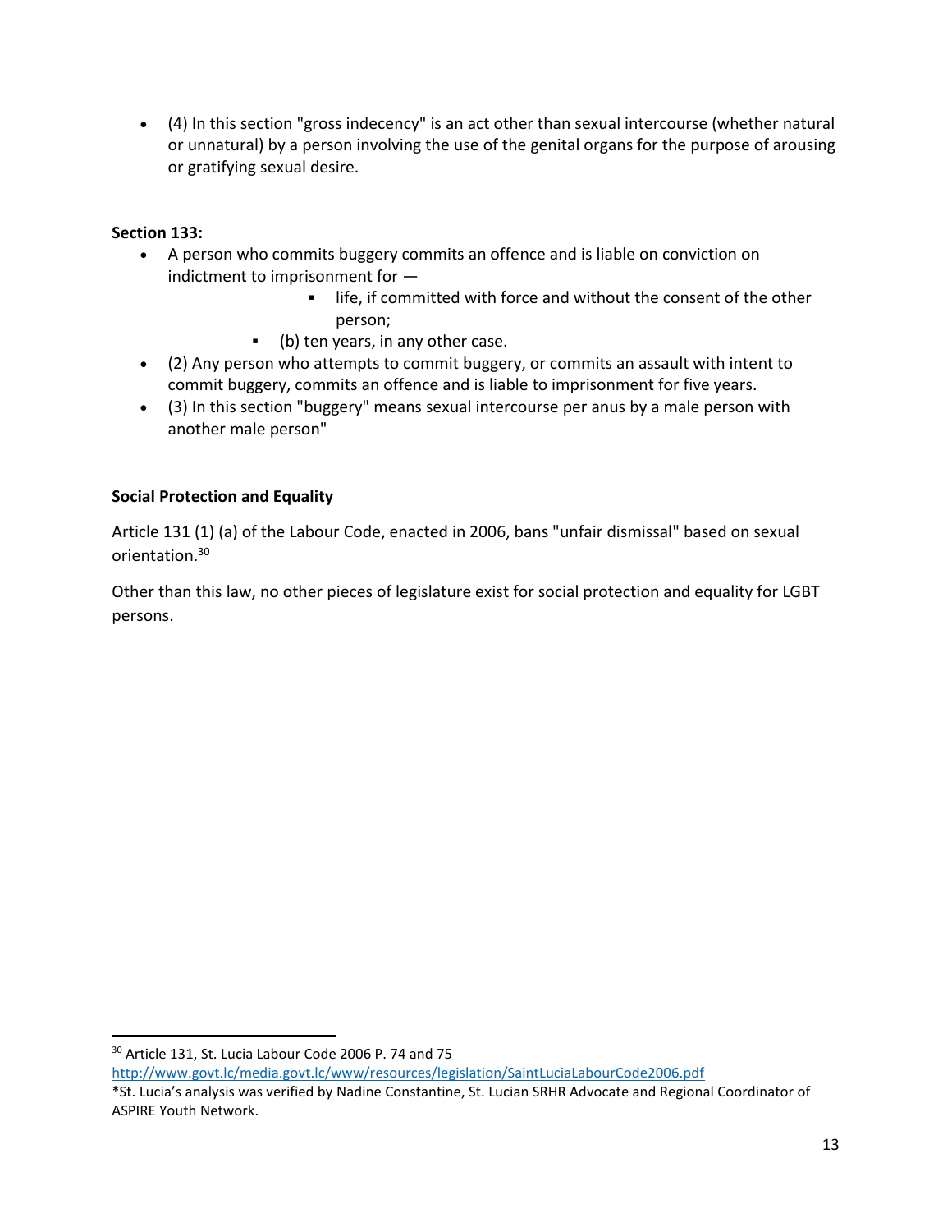- (4) In this section "gross indecency" is an act other than sexual intercourse (whether natural or unnatural) by a person involving the use of the genital organs for the purpose of arousing or gratifying sexual desire.

**Section 133:**

- A person who commits buggery commits an offence and is liable on conviction on indictment to imprisonment for —
    - life, if committed with force and without the consent of the other person;
    - (b) ten years, in any other case.
- (2) Any person who attempts to commit buggery, or commits an assault with intent to commit buggery, commits an offence and is liable to imprisonment for five years.
- (3) In this section "buggery" means sexual intercourse per anus by a male person with another male person"

**Social Protection and Equality**

Article 131 (1) (a) of the Labour Code, enacted in 2006, bans "unfair dismissal" based on sexual orientation.[30]

Other than this law, no other pieces of legislature exist for social protection and equality for LGBT persons.

---

[30] Article 131, St. Lucia Labour Code 2006 P. 74 and 75 http://www.govt.lc/media.govt.lc/www/resources/legislation/SaintLuciaLabourCode2006.pdf

*St. Lucia's analysis was verified by Nadine Constantine, St. Lucian SRHR Advocate and Regional Coordinator of ASPIRE Youth Network.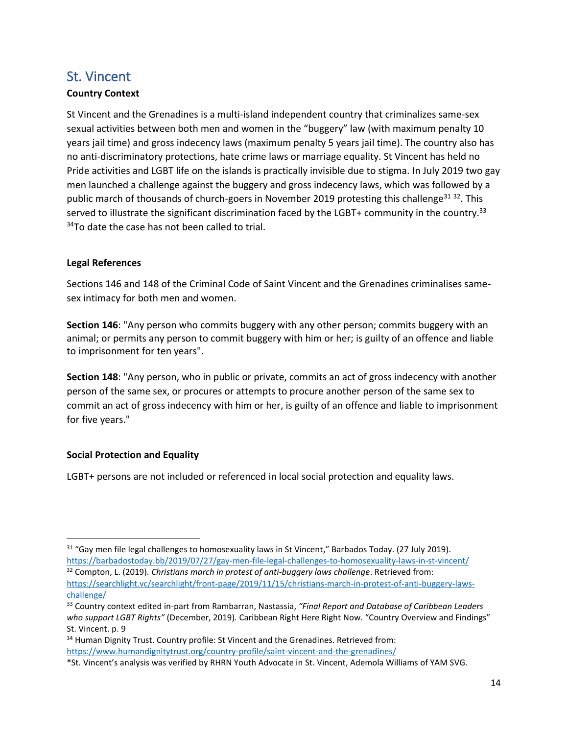## St. Vincent

**Country Context**

St Vincent and the Grenadines is a multi-island independent country that criminalizes same-sex sexual activities between both men and women in the "buggery" law (with maximum penalty 10 years jail time) and gross indecency laws (maximum penalty 5 years jail time). The country also has no anti-discriminatory protections, hate crime laws or marriage equality. St Vincent has held no Pride activities and LGBT life on the islands is practically invisible due to stigma. In July 2019 two gay men launched a challenge against the buggery and gross indecency laws, which was followed by a public march of thousands of church-goers in November 2019 protesting this challenge[31] [32]. This served to illustrate the significant discrimination faced by the LGBT+ community in the country.[33] [34]To date the case has not been called to trial.

**Legal References**

Sections 146 and 148 of the Criminal Code of Saint Vincent and the Grenadines criminalises same-sex intimacy for both men and women.

**Section 146**: "Any person who commits buggery with any other person; commits buggery with an animal; or permits any person to commit buggery with him or her; is guilty of an offence and liable to imprisonment for ten years".

**Section 148**: "Any person, who in public or private, commits an act of gross indecency with another person of the same sex, or procures or attempts to procure another person of the same sex to commit an act of gross indecency with him or her, is guilty of an offence and liable to imprisonment for five years."

**Social Protection and Equality**

LGBT+ persons are not included or referenced in local social protection and equality laws.

---

[31] "Gay men file legal challenges to homosexuality laws in St Vincent," Barbados Today. (27 July 2019). https://barbadostoday.bb/2019/07/27/gay-men-file-legal-challenges-to-homosexuality-laws-in-st-vincent/

[32] Compton, L. (2019). *Christians march in protest of anti-buggery laws challenge*. Retrieved from: https://searchlight.vc/searchlight/front-page/2019/11/15/christians-march-in-protest-of-anti-buggery-laws-challenge/

[33] Country context edited in-part from Rambarran, Nastassia, *"Final Report and Database of Caribbean Leaders who support LGBT Rights"* (December, 2019). Caribbean Right Here Right Now. "Country Overview and Findings" St. Vincent. p. 9

[34] Human Dignity Trust. Country profile: St Vincent and the Grenadines. Retrieved from: https://www.humandignitytrust.org/country-profile/saint-vincent-and-the-grenadines/

*St. Vincent's analysis was verified by RHRN Youth Advocate in St. Vincent, Ademola Williams of YAM SVG.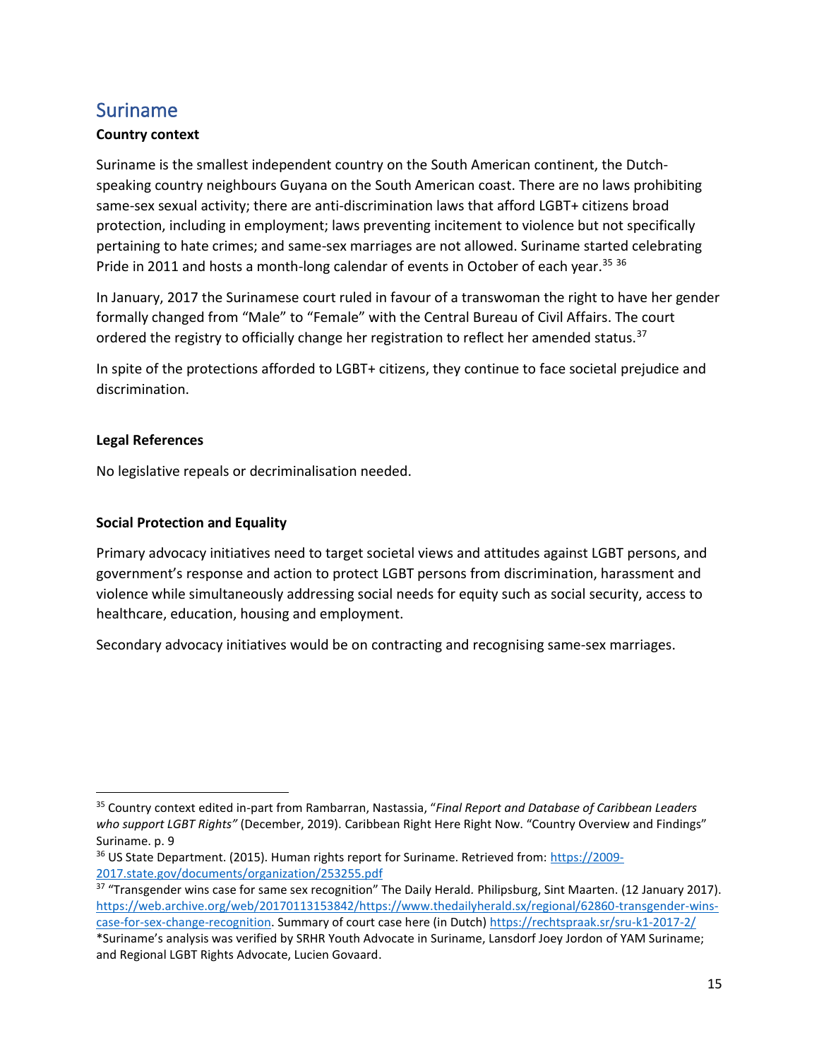## Suriname

**Country context**

Suriname is the smallest independent country on the South American continent, the Dutch-speaking country neighbours Guyana on the South American coast. There are no laws prohibiting same-sex sexual activity; there are anti-discrimination laws that afford LGBT+ citizens broad protection, including in employment; laws preventing incitement to violence but not specifically pertaining to hate crimes; and same-sex marriages are not allowed. Suriname started celebrating Pride in 2011 and hosts a month-long calendar of events in October of each year.[35] [36]

In January, 2017 the Surinamese court ruled in favour of a transwoman the right to have her gender formally changed from "Male" to "Female" with the Central Bureau of Civil Affairs. The court ordered the registry to officially change her registration to reflect her amended status.[37]

In spite of the protections afforded to LGBT+ citizens, they continue to face societal prejudice and discrimination.

**Legal References**

No legislative repeals or decriminalisation needed.

**Social Protection and Equality**

Primary advocacy initiatives need to target societal views and attitudes against LGBT persons, and government's response and action to protect LGBT persons from discrimination, harassment and violence while simultaneously addressing social needs for equity such as social security, access to healthcare, education, housing and employment.

Secondary advocacy initiatives would be on contracting and recognising same-sex marriages.

---

[35] Country context edited in-part from Rambarran, Nastassia, "*Final Report and Database of Caribbean Leaders who support LGBT Rights"* (December, 2019). Caribbean Right Here Right Now. "Country Overview and Findings" Suriname. p. 9

[36] US State Department. (2015). Human rights report for Suriname. Retrieved from: https://2009-2017.state.gov/documents/organization/253255.pdf

[37] "Transgender wins case for same sex recognition" The Daily Herald. Philipsburg, Sint Maarten. (12 January 2017). https://web.archive.org/web/20170113153842/https://www.thedailyherald.sx/regional/62860-transgender-wins-case-for-sex-change-recognition. Summary of court case here (in Dutch) https://rechtspraak.sr/sru-k1-2017-2/

*Suriname's analysis was verified by SRHR Youth Advocate in Suriname, Lansdorf Joey Jordon of YAM Suriname; and Regional LGBT Rights Advocate, Lucien Govaard.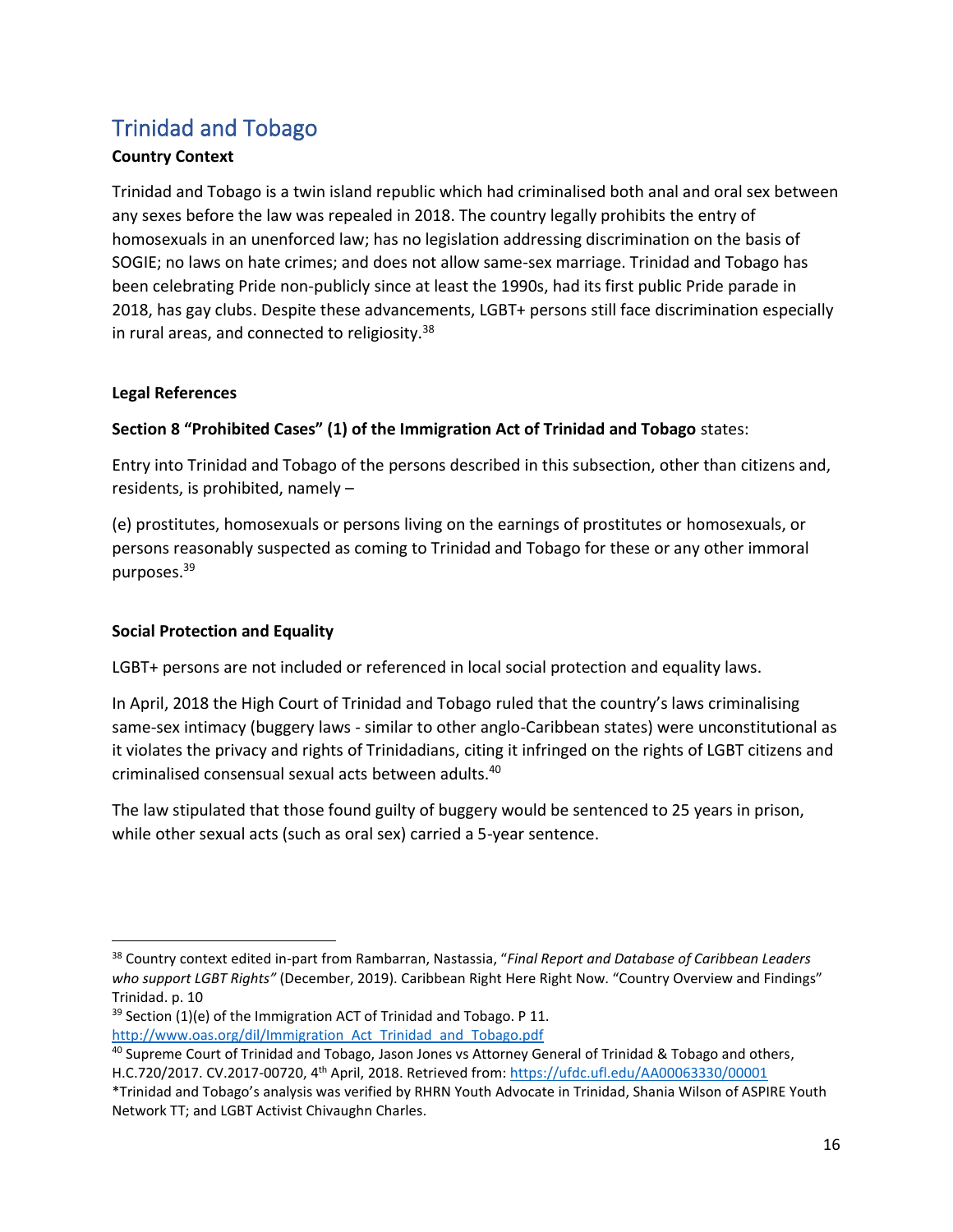## Trinidad and Tobago

**Country Context**

Trinidad and Tobago is a twin island republic which had criminalised both anal and oral sex between any sexes before the law was repealed in 2018. The country legally prohibits the entry of homosexuals in an unenforced law; has no legislation addressing discrimination on the basis of SOGIE; no laws on hate crimes; and does not allow same-sex marriage. Trinidad and Tobago has been celebrating Pride non-publicly since at least the 1990s, had its first public Pride parade in 2018, has gay clubs. Despite these advancements, LGBT+ persons still face discrimination especially in rural areas, and connected to religiosity.[38]

**Legal References**

**Section 8 "Prohibited Cases" (1) of the Immigration Act of Trinidad and Tobago** states:

Entry into Trinidad and Tobago of the persons described in this subsection, other than citizens and, residents, is prohibited, namely –

(e) prostitutes, homosexuals or persons living on the earnings of prostitutes or homosexuals, or persons reasonably suspected as coming to Trinidad and Tobago for these or any other immoral purposes.[39]

**Social Protection and Equality**

LGBT+ persons are not included or referenced in local social protection and equality laws.

In April, 2018 the High Court of Trinidad and Tobago ruled that the country's laws criminalising same-sex intimacy (buggery laws - similar to other anglo-Caribbean states) were unconstitutional as it violates the privacy and rights of Trinidadians, citing it infringed on the rights of LGBT citizens and criminalised consensual sexual acts between adults.[40]

The law stipulated that those found guilty of buggery would be sentenced to 25 years in prison, while other sexual acts (such as oral sex) carried a 5-year sentence.

---

[38] Country context edited in-part from Rambarran, Nastassia, "*Final Report and Database of Caribbean Leaders who support LGBT Rights"* (December, 2019). Caribbean Right Here Right Now. "Country Overview and Findings" Trinidad. p. 10

[39] Section (1)(e) of the Immigration ACT of Trinidad and Tobago. P 11. http://www.oas.org/dil/Immigration_Act_Trinidad_and_Tobago.pdf

[40] Supreme Court of Trinidad and Tobago, Jason Jones vs Attorney General of Trinidad & Tobago and others, H.C.720/2017. CV.2017-00720, 4th April, 2018. Retrieved from: https://ufdc.ufl.edu/AA00063330/00001

*Trinidad and Tobago's analysis was verified by RHRN Youth Advocate in Trinidad, Shania Wilson of ASPIRE Youth Network TT; and LGBT Activist Chivaughn Charles.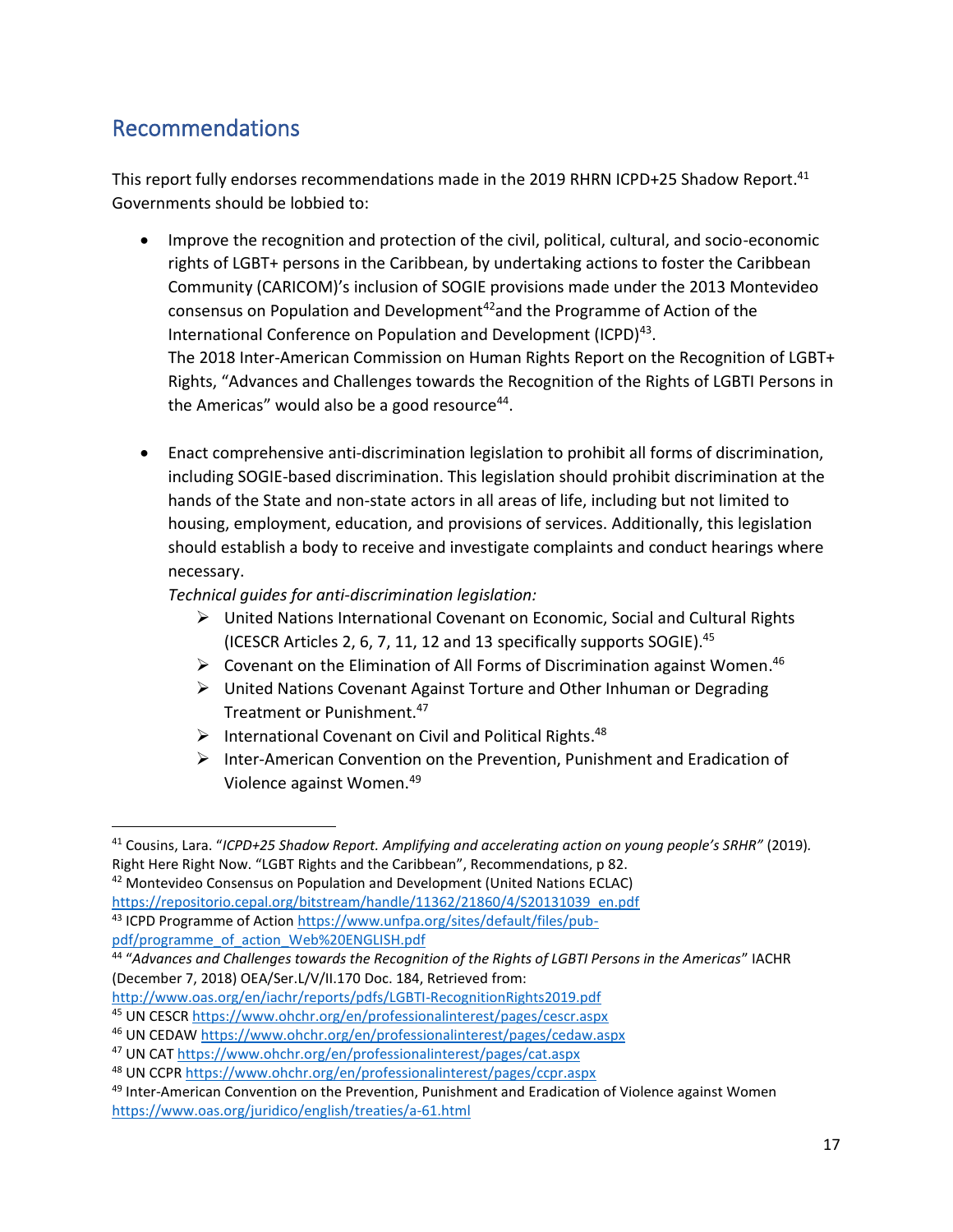## Recommendations

This report fully endorses recommendations made in the 2019 RHRN ICPD+25 Shadow Report.[41] Governments should be lobbied to:

- Improve the recognition and protection of the civil, political, cultural, and socio-economic rights of LGBT+ persons in the Caribbean, by undertaking actions to foster the Caribbean Community (CARICOM)'s inclusion of SOGIE provisions made under the 2013 Montevideo consensus on Population and Development[42]and the Programme of Action of the International Conference on Population and Development (ICPD)[43].
  The 2018 Inter-American Commission on Human Rights Report on the Recognition of LGBT+ Rights, "Advances and Challenges towards the Recognition of the Rights of LGBTI Persons in the Americas" would also be a good resource[44].

- Enact comprehensive anti-discrimination legislation to prohibit all forms of discrimination, including SOGIE-based discrimination. This legislation should prohibit discrimination at the hands of the State and non-state actors in all areas of life, including but not limited to housing, employment, education, and provisions of services. Additionally, this legislation should establish a body to receive and investigate complaints and conduct hearings where necessary.
  *Technical guides for anti-discrimination legislation:*
  - United Nations International Covenant on Economic, Social and Cultural Rights (ICESCR Articles 2, 6, 7, 11, 12 and 13 specifically supports SOGIE).[45]
  - Covenant on the Elimination of All Forms of Discrimination against Women.[46]
  - United Nations Covenant Against Torture and Other Inhuman or Degrading Treatment or Punishment.[47]
  - International Covenant on Civil and Political Rights.[48]
  - Inter-American Convention on the Prevention, Punishment and Eradication of Violence against Women.[49]

---

[41] Cousins, Lara. "*ICPD+25 Shadow Report. Amplifying and accelerating action on young people's SRHR*" (2019). Right Here Right Now. "LGBT Rights and the Caribbean", Recommendations, p 82.

[42] Montevideo Consensus on Population and Development (United Nations ECLAC) https://repositorio.cepal.org/bitstream/handle/11362/21860/4/S20131039_en.pdf

[43] ICPD Programme of Action https://www.unfpa.org/sites/default/files/pub-pdf/programme_of_action_Web%20ENGLISH.pdf

[44] "*Advances and Challenges towards the Recognition of the Rights of LGBTI Persons in the Americas*" IACHR (December 7, 2018) OEA/Ser.L/V/II.170 Doc. 184, Retrieved from: http://www.oas.org/en/iachr/reports/pdfs/LGBTI-RecognitionRights2019.pdf

[45] UN CESCR https://www.ohchr.org/en/professionalinterest/pages/cescr.aspx

[46] UN CEDAW https://www.ohchr.org/en/professionalinterest/pages/cedaw.aspx

[47] UN CAT https://www.ohchr.org/en/professionalinterest/pages/cat.aspx

[48] UN CCPR https://www.ohchr.org/en/professionalinterest/pages/ccpr.aspx

[49] Inter-American Convention on the Prevention, Punishment and Eradication of Violence against Women https://www.oas.org/juridico/english/treaties/a-61.html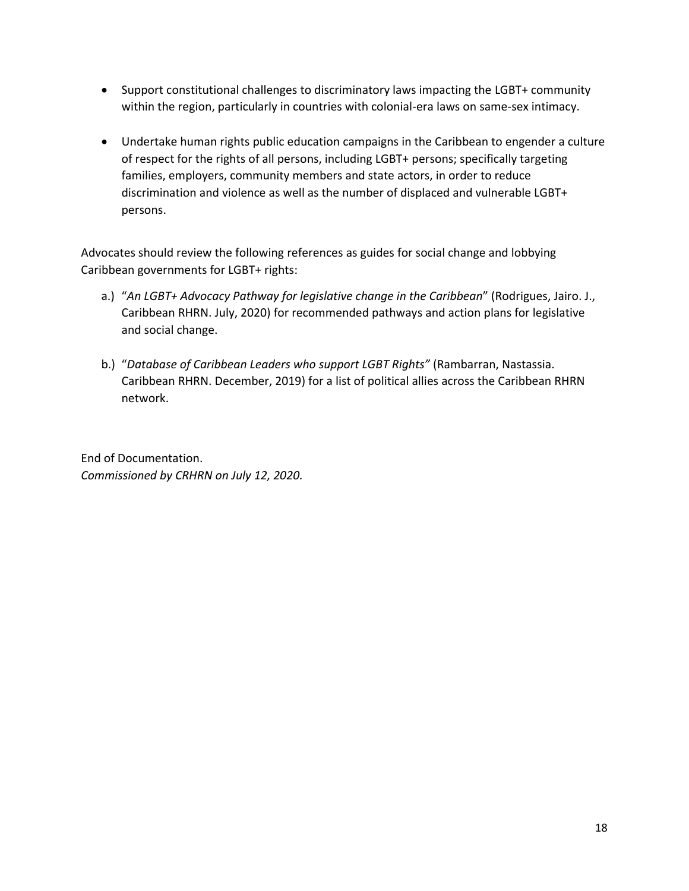- Support constitutional challenges to discriminatory laws impacting the LGBT+ community within the region, particularly in countries with colonial-era laws on same-sex intimacy.

- Undertake human rights public education campaigns in the Caribbean to engender a culture of respect for the rights of all persons, including LGBT+ persons; specifically targeting families, employers, community members and state actors, in order to reduce discrimination and violence as well as the number of displaced and vulnerable LGBT+ persons.

Advocates should review the following references as guides for social change and lobbying Caribbean governments for LGBT+ rights:

a.) "*An LGBT+ Advocacy Pathway for legislative change in the Caribbean*" (Rodrigues, Jairo. J., Caribbean RHRN. July, 2020) for recommended pathways and action plans for legislative and social change.

b.) "*Database of Caribbean Leaders who support LGBT Rights"* (Rambarran, Nastassia. Caribbean RHRN. December, 2019) for a list of political allies across the Caribbean RHRN network.

End of Documentation.
*Commissioned by CRHRN on July 12, 2020.*